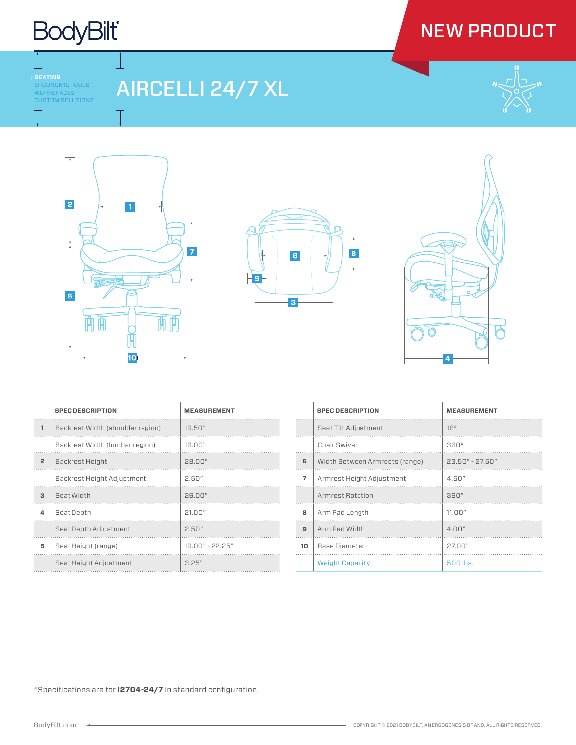BodyBilt

# NEW PRODUCT

› SEATING
ERGONOMIC TOOLS
WORKSPACES
CUSTOM SOLUTIONS

## AIRCELLI 24/7 XL

| | SPEC DESCRIPTION | MEASUREMENT |
|---|---|---|
| 1 | Backrest Width (shoulder region) | 19.50" |
| | Backrest Width (lumbar region) | 16.00" |
| 2 | Backrest Height | 28.00" |
| | Backrest Height Adjustment | 2.50" |
| 3 | Seat Width | 26.00" |
| 4 | Seat Depth | 21.00" |
| | Seat Depth Adjustment | 2.50" |
| 5 | Seat Height (range) | 19.00" - 22.25" |
| | Seat Height Adjustment | 3.25" |

| | SPEC DESCRIPTION | MEASUREMENT |
|---|---|---|
| | Seat Tilt Adjustment | 16° |
| | Chair Swivel | 360° |
| 6 | Width Between Armrests (range) | 23.50" - 27.50" |
| 7 | Armrest Height Adjustment | 4.50" |
| | Armrest Rotation | 360° |
| 8 | Arm Pad Length | 11.00" |
| 9 | Arm Pad Width | 4.00" |
| 10 | Base Diameter | 27.00" |
| | Weight Capacity | 500 lbs. |

*Specifications are for **I2704-24/7** in standard configuration.

BodyBilt.com

COPYRIGHT © 2021 BODYBILT, AN ERGOGENESIS BRAND. ALL RIGHTS RESERVED.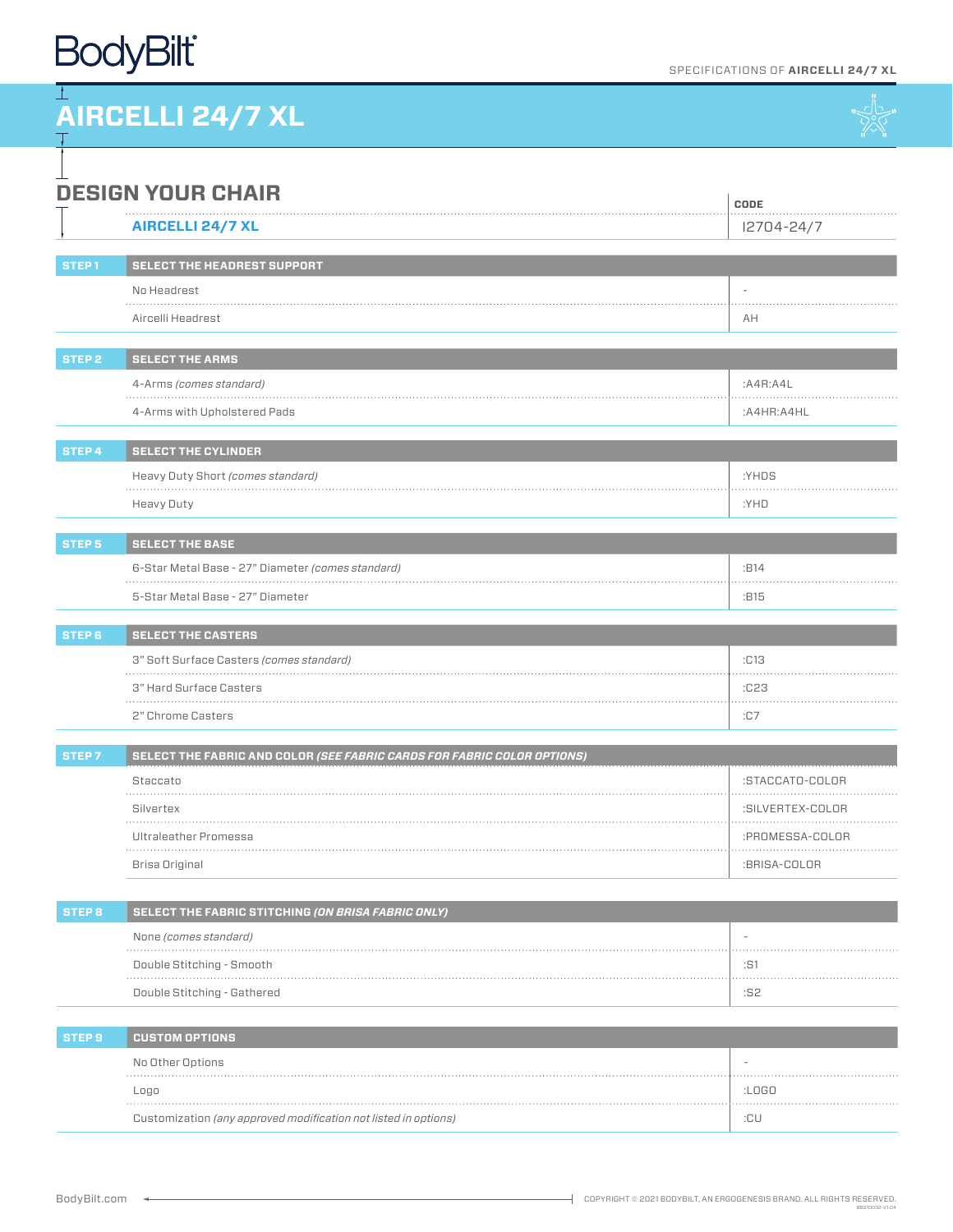# AIRCELLI 24/7 XL

## DESIGN YOUR CHAIR

| | | CODE |
|---|---|---|
| | **AIRCELLI 24/7 XL** | I2704-24/7 |

| STEP 1 | SELECT THE HEADREST SUPPORT | |
|---|---|---|
| | No Headrest | - |
| | Aircelli Headrest | AH |

| STEP 2 | SELECT THE ARMS | |
|---|---|---|
| | 4-Arms *(comes standard)* | :A4R:A4L |
| | 4-Arms with Upholstered Pads | :A4HR:A4HL |

| STEP 4 | SELECT THE CYLINDER | |
|---|---|---|
| | Heavy Duty Short *(comes standard)* | :YHDS |
| | Heavy Duty | :YHD |

| STEP 5 | SELECT THE BASE | |
|---|---|---|
| | 6-Star Metal Base - 27" Diameter *(comes standard)* | :B14 |
| | 5-Star Metal Base - 27" Diameter | :B15 |

| STEP 6 | SELECT THE CASTERS | |
|---|---|---|
| | 3" Soft Surface Casters *(comes standard)* | :C13 |
| | 3" Hard Surface Casters | :C23 |
| | 2" Chrome Casters | :C7 |

| STEP 7 | SELECT THE FABRIC AND COLOR *(SEE FABRIC CARDS FOR FABRIC COLOR OPTIONS)* | |
|---|---|---|
| | Staccato | :STACCATO-COLOR |
| | Silvertex | :SILVERTEX-COLOR |
| | Ultraleather Promessa | :PROMESSA-COLOR |
| | Brisa Original | :BRISA-COLOR |

| STEP 8 | SELECT THE FABRIC STITCHING *(ON BRISA FABRIC ONLY)* | |
|---|---|---|
| | None *(comes standard)* | - |
| | Double Stitching - Smooth | :S1 |
| | Double Stitching - Gathered | :S2 |

| STEP 9 | CUSTOM OPTIONS | |
|---|---|---|
| | No Other Options | - |
| | Logo | :LOGO |
| | Customization *(any approved modification not listed in options)* | :CU |

BodyBilt.com

COPYRIGHT © 2021 BODYBILT, AN ERGOGENESIS BRAND. ALL RIGHTS RESERVED.